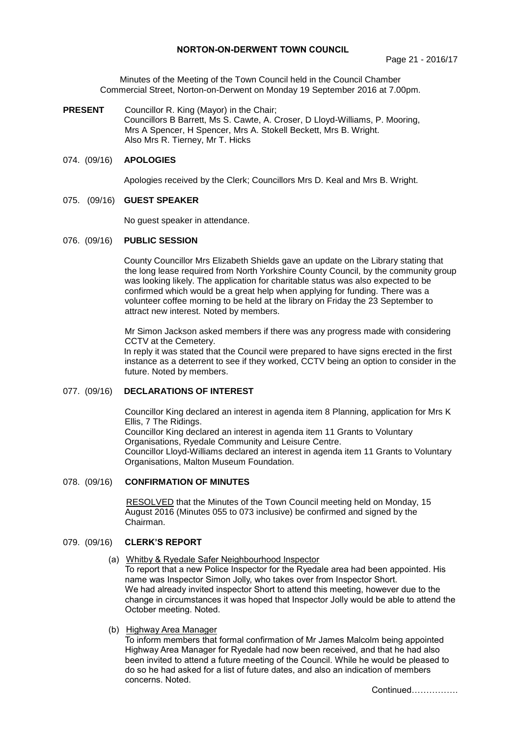# NORTON-ON-DERWENT TOWN COUNCIL

Minutes of the Meeting of the Town Council held in the Council Chamber Commercial Street, Norton-on-Derwent on Monday 19 September 2016 at 7.00pm.

**PRESENT** Councillor R. King (Mayor) in the Chair;
Councillors B Barrett, Ms S. Cawte, A. Croser, D Lloyd-Williams, P. Mooring, Mrs A Spencer, H Spencer, Mrs A. Stokell Beckett, Mrs B. Wright.
Also Mrs R. Tierney, Mr T. Hicks

## 074. (09/16) APOLOGIES

Apologies received by the Clerk; Councillors Mrs D. Keal and Mrs B. Wright.

## 075. (09/16) GUEST SPEAKER

No guest speaker in attendance.

## 076. (09/16) PUBLIC SESSION

County Councillor Mrs Elizabeth Shields gave an update on the Library stating that the long lease required from North Yorkshire County Council, by the community group was looking likely. The application for charitable status was also expected to be confirmed which would be a great help when applying for funding. There was a volunteer coffee morning to be held at the library on Friday the 23 September to attract new interest. Noted by members.

Mr Simon Jackson asked members if there was any progress made with considering CCTV at the Cemetery.
In reply it was stated that the Council were prepared to have signs erected in the first instance as a deterrent to see if they worked, CCTV being an option to consider in the future. Noted by members.

## 077. (09/16) DECLARATIONS OF INTEREST

Councillor King declared an interest in agenda item 8 Planning, application for Mrs K Ellis, 7 The Ridings.
Councillor King declared an interest in agenda item 11 Grants to Voluntary Organisations, Ryedale Community and Leisure Centre.
Councillor Lloyd-Williams declared an interest in agenda item 11 Grants to Voluntary Organisations, Malton Museum Foundation.

## 078. (09/16) CONFIRMATION OF MINUTES

RESOLVED that the Minutes of the Town Council meeting held on Monday, 15 August 2016 (Minutes 055 to 073 inclusive) be confirmed and signed by the Chairman.

## 079. (09/16) CLERK'S REPORT

(a) Whitby & Ryedale Safer Neighbourhood Inspector
To report that a new Police Inspector for the Ryedale area had been appointed. His name was Inspector Simon Jolly, who takes over from Inspector Short.
We had already invited inspector Short to attend this meeting, however due to the change in circumstances it was hoped that Inspector Jolly would be able to attend the October meeting. Noted.

(b) Highway Area Manager
To inform members that formal confirmation of Mr James Malcolm being appointed Highway Area Manager for Ryedale had now been received, and that he had also been invited to attend a future meeting of the Council. While he would be pleased to do so he had asked for a list of future dates, and also an indication of members concerns. Noted.

Continued…………….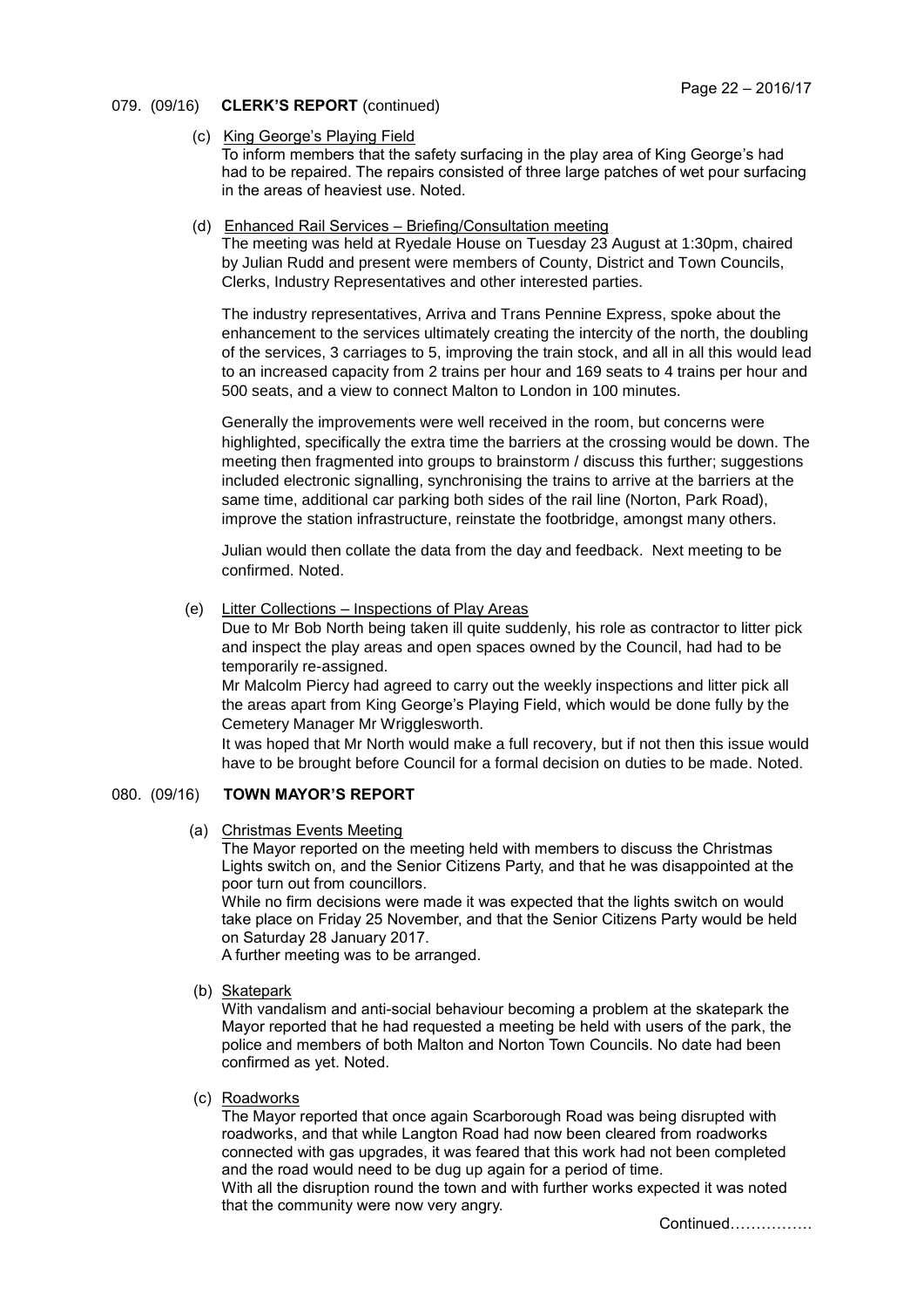079. (09/16) **CLERK'S REPORT** (continued)

(c) King George's Playing Field

To inform members that the safety surfacing in the play area of King George's had had to be repaired. The repairs consisted of three large patches of wet pour surfacing in the areas of heaviest use. Noted.

(d) Enhanced Rail Services – Briefing/Consultation meeting

The meeting was held at Ryedale House on Tuesday 23 August at 1:30pm, chaired by Julian Rudd and present were members of County, District and Town Councils, Clerks, Industry Representatives and other interested parties.

The industry representatives, Arriva and Trans Pennine Express, spoke about the enhancement to the services ultimately creating the intercity of the north, the doubling of the services, 3 carriages to 5, improving the train stock, and all in all this would lead to an increased capacity from 2 trains per hour and 169 seats to 4 trains per hour and 500 seats, and a view to connect Malton to London in 100 minutes.

Generally the improvements were well received in the room, but concerns were highlighted, specifically the extra time the barriers at the crossing would be down. The meeting then fragmented into groups to brainstorm / discuss this further; suggestions included electronic signalling, synchronising the trains to arrive at the barriers at the same time, additional car parking both sides of the rail line (Norton, Park Road), improve the station infrastructure, reinstate the footbridge, amongst many others.

Julian would then collate the data from the day and feedback. Next meeting to be confirmed. Noted.

(e) Litter Collections – Inspections of Play Areas

Due to Mr Bob North being taken ill quite suddenly, his role as contractor to litter pick and inspect the play areas and open spaces owned by the Council, had had to be temporarily re-assigned.

Mr Malcolm Piercy had agreed to carry out the weekly inspections and litter pick all the areas apart from King George's Playing Field, which would be done fully by the Cemetery Manager Mr Wrigglesworth.

It was hoped that Mr North would make a full recovery, but if not then this issue would have to be brought before Council for a formal decision on duties to be made. Noted.

080. (09/16) **TOWN MAYOR'S REPORT**

(a) Christmas Events Meeting

The Mayor reported on the meeting held with members to discuss the Christmas Lights switch on, and the Senior Citizens Party, and that he was disappointed at the poor turn out from councillors.

While no firm decisions were made it was expected that the lights switch on would take place on Friday 25 November, and that the Senior Citizens Party would be held on Saturday 28 January 2017.

A further meeting was to be arranged.

(b) Skatepark

With vandalism and anti-social behaviour becoming a problem at the skatepark the Mayor reported that he had requested a meeting be held with users of the park, the police and members of both Malton and Norton Town Councils. No date had been confirmed as yet. Noted.

(c) Roadworks

The Mayor reported that once again Scarborough Road was being disrupted with roadworks, and that while Langton Road had now been cleared from roadworks connected with gas upgrades, it was feared that this work had not been completed and the road would need to be dug up again for a period of time.

With all the disruption round the town and with further works expected it was noted that the community were now very angry.

Continued…………….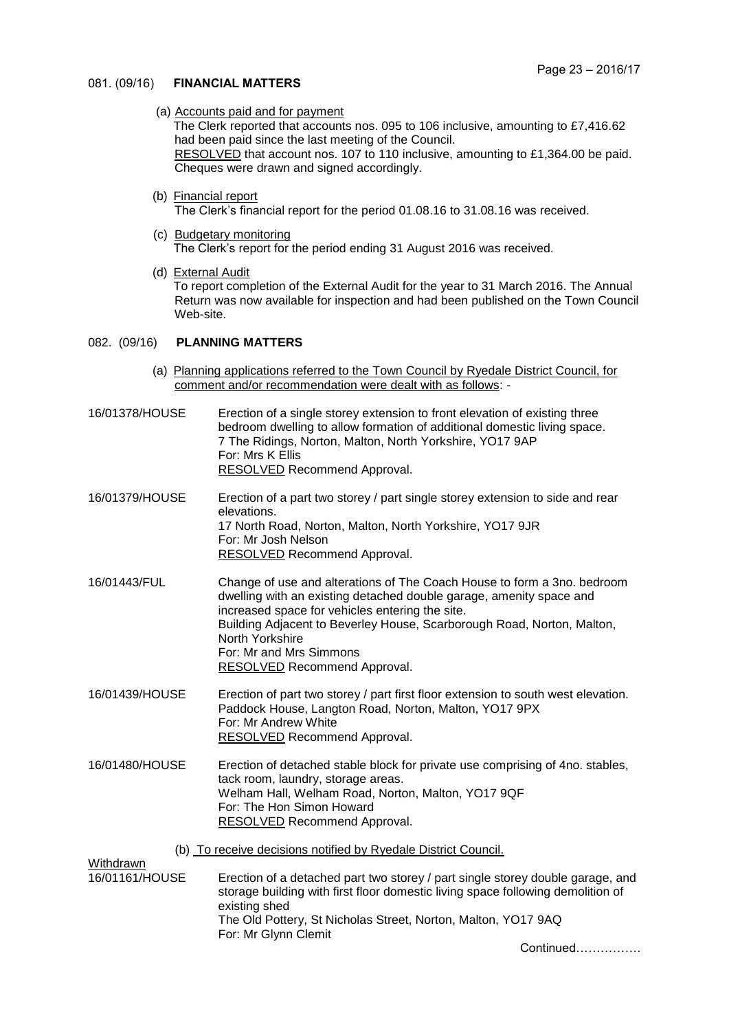## 081. (09/16) **FINANCIAL MATTERS**

(a) Accounts paid and for payment

The Clerk reported that accounts nos. 095 to 106 inclusive, amounting to £7,416.62 had been paid since the last meeting of the Council.

RESOLVED that account nos. 107 to 110 inclusive, amounting to £1,364.00 be paid. Cheques were drawn and signed accordingly.

(b) Financial report

The Clerk's financial report for the period 01.08.16 to 31.08.16 was received.

(c) Budgetary monitoring

The Clerk's report for the period ending 31 August 2016 was received.

(d) External Audit

To report completion of the External Audit for the year to 31 March 2016. The Annual Return was now available for inspection and had been published on the Town Council Web-site.

## 082. (09/16) **PLANNING MATTERS**

(a) Planning applications referred to the Town Council by Ryedale District Council, for comment and/or recommendation were dealt with as follows: -

**16/01378/HOUSE**
Erection of a single storey extension to front elevation of existing three bedroom dwelling to allow formation of additional domestic living space.
7 The Ridings, Norton, Malton, North Yorkshire, YO17 9AP
For: Mrs K Ellis
RESOLVED Recommend Approval.

**16/01379/HOUSE**
Erection of a part two storey / part single storey extension to side and rear elevations.
17 North Road, Norton, Malton, North Yorkshire, YO17 9JR
For: Mr Josh Nelson
RESOLVED Recommend Approval.

**16/01443/FUL**
Change of use and alterations of The Coach House to form a 3no. bedroom dwelling with an existing detached double garage, amenity space and increased space for vehicles entering the site.
Building Adjacent to Beverley House, Scarborough Road, Norton, Malton, North Yorkshire
For: Mr and Mrs Simmons
RESOLVED Recommend Approval.

**16/01439/HOUSE**
Erection of part two storey / part first floor extension to south west elevation.
Paddock House, Langton Road, Norton, Malton, YO17 9PX
For: Mr Andrew White
RESOLVED Recommend Approval.

**16/01480/HOUSE**
Erection of detached stable block for private use comprising of 4no. stables, tack room, laundry, storage areas.
Welham Hall, Welham Road, Norton, Malton, YO17 9QF
For: The Hon Simon Howard
RESOLVED Recommend Approval.

(b) To receive decisions notified by Ryedale District Council.

Withdrawn

**16/01161/HOUSE**
Erection of a detached part two storey / part single storey double garage, and storage building with first floor domestic living space following demolition of existing shed
The Old Pottery, St Nicholas Street, Norton, Malton, YO17 9AQ
For: Mr Glynn Clemit

Continued…………….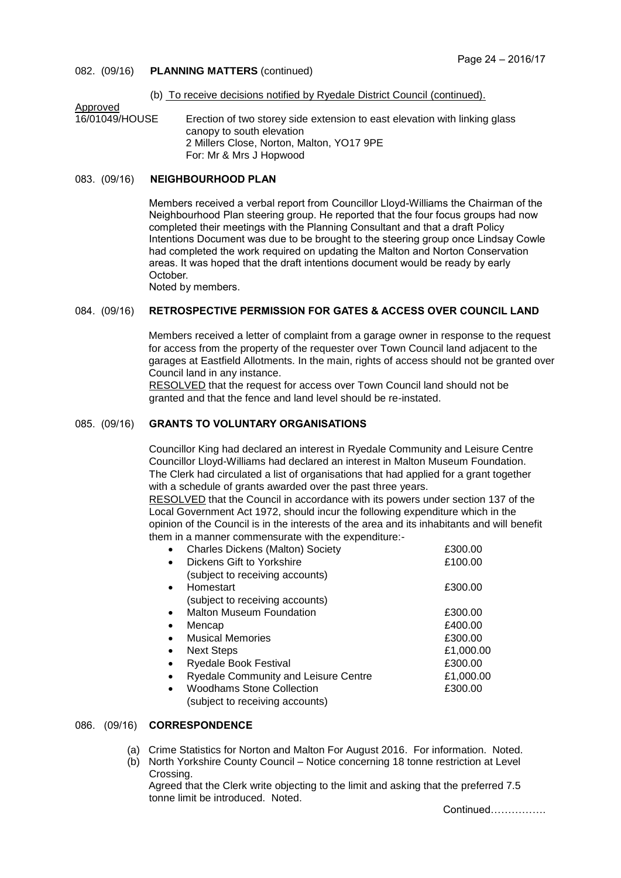082. (09/16) **PLANNING MATTERS** (continued)

(b) To receive decisions notified by Ryedale District Council (continued).

Approved

16/01049/HOUSE Erection of two storey side extension to east elevation with linking glass canopy to south elevation
2 Millers Close, Norton, Malton, YO17 9PE
For: Mr & Mrs J Hopwood

083. (09/16) **NEIGHBOURHOOD PLAN**

Members received a verbal report from Councillor Lloyd-Williams the Chairman of the Neighbourhood Plan steering group. He reported that the four focus groups had now completed their meetings with the Planning Consultant and that a draft Policy Intentions Document was due to be brought to the steering group once Lindsay Cowle had completed the work required on updating the Malton and Norton Conservation areas. It was hoped that the draft intentions document would be ready by early October.
Noted by members.

084. (09/16) **RETROSPECTIVE PERMISSION FOR GATES & ACCESS OVER COUNCIL LAND**

Members received a letter of complaint from a garage owner in response to the request for access from the property of the requester over Town Council land adjacent to the garages at Eastfield Allotments. In the main, rights of access should not be granted over Council land in any instance.
RESOLVED that the request for access over Town Council land should not be granted and that the fence and land level should be re-instated.

085. (09/16) **GRANTS TO VOLUNTARY ORGANISATIONS**

Councillor King had declared an interest in Ryedale Community and Leisure Centre Councillor Lloyd-Williams had declared an interest in Malton Museum Foundation. The Clerk had circulated a list of organisations that had applied for a grant together with a schedule of grants awarded over the past three years.
RESOLVED that the Council in accordance with its powers under section 137 of the Local Government Act 1972, should incur the following expenditure which in the opinion of the Council is in the interests of the area and its inhabitants and will benefit them in a manner commensurate with the expenditure:-

- Charles Dickens (Malton) Society £300.00
- Dickens Gift to Yorkshire £100.00
  (subject to receiving accounts)
- Homestart £300.00
  (subject to receiving accounts)
- Malton Museum Foundation £300.00
- Mencap £400.00
- Musical Memories £300.00
- Next Steps £1,000.00
- Ryedale Book Festival £300.00
- Ryedale Community and Leisure Centre £1,000.00
- Woodhams Stone Collection £300.00
  (subject to receiving accounts)

086. (09/16) **CORRESPONDENCE**

(a) Crime Statistics for Norton and Malton For August 2016. For information. Noted.
(b) North Yorkshire County Council – Notice concerning 18 tonne restriction at Level Crossing.
Agreed that the Clerk write objecting to the limit and asking that the preferred 7.5 tonne limit be introduced. Noted.

Continued…………….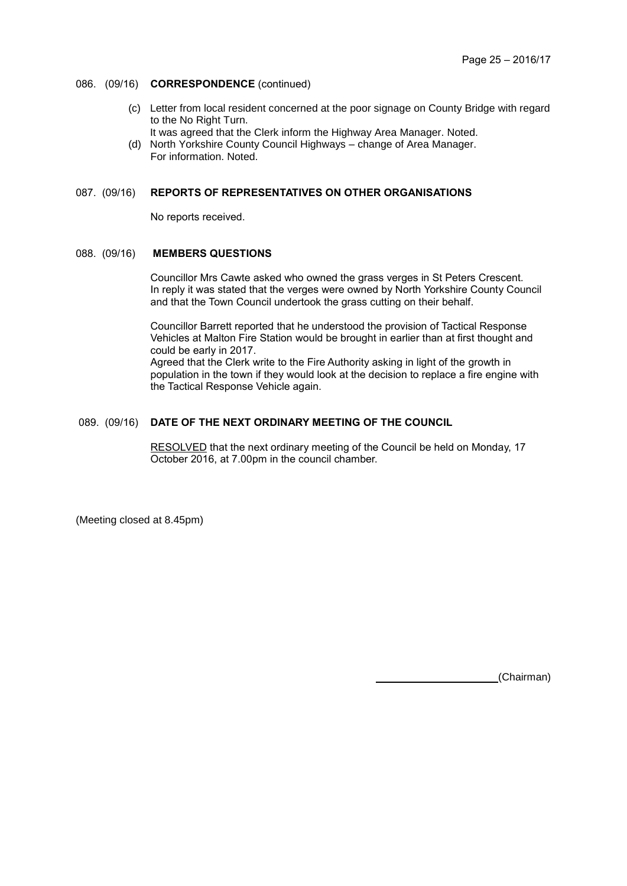086. (09/16) **CORRESPONDENCE** (continued)

(c) Letter from local resident concerned at the poor signage on County Bridge with regard to the No Right Turn.
It was agreed that the Clerk inform the Highway Area Manager. Noted.

(d) North Yorkshire County Council Highways – change of Area Manager.
For information. Noted.

087. (09/16) **REPORTS OF REPRESENTATIVES ON OTHER ORGANISATIONS**

No reports received.

088. (09/16) **MEMBERS QUESTIONS**

Councillor Mrs Cawte asked who owned the grass verges in St Peters Crescent. In reply it was stated that the verges were owned by North Yorkshire County Council and that the Town Council undertook the grass cutting on their behalf.

Councillor Barrett reported that he understood the provision of Tactical Response Vehicles at Malton Fire Station would be brought in earlier than at first thought and could be early in 2017.
Agreed that the Clerk write to the Fire Authority asking in light of the growth in population in the town if they would look at the decision to replace a fire engine with the Tactical Response Vehicle again.

089. (09/16) **DATE OF THE NEXT ORDINARY MEETING OF THE COUNCIL**

RESOLVED that the next ordinary meeting of the Council be held on Monday, 17 October 2016, at 7.00pm in the council chamber.

(Meeting closed at 8.45pm)

\_\_\_\_\_\_\_\_\_\_\_\_\_\_\_\_\_\_\_\_(Chairman)